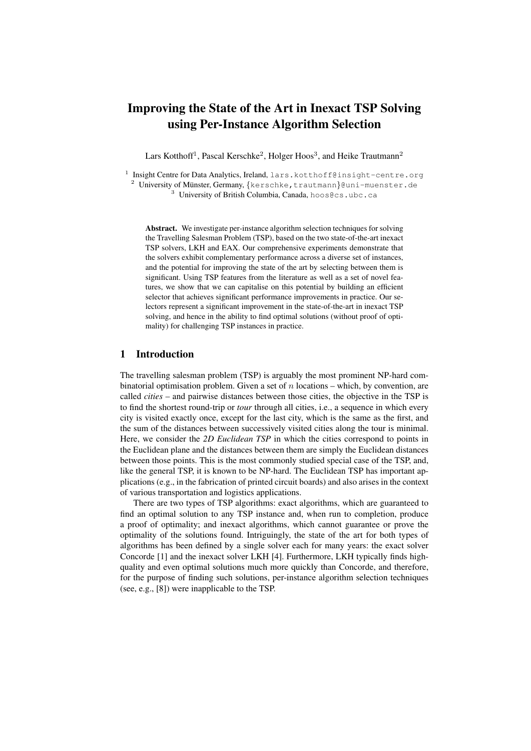# Improving the State of the Art in Inexact TSP Solving using Per-Instance Algorithm Selection

Lars Kotthoff[1], Pascal Kerschke[2], Holger Hoos[3], and Heike Trautmann[2]

[1] Insight Centre for Data Analytics, Ireland, lars.kotthoff@insight-centre.org
[2] University of Münster, Germany, {kerschke,trautmann}@uni-muenster.de
[3] University of British Columbia, Canada, hoos@cs.ubc.ca

**Abstract.** We investigate per-instance algorithm selection techniques for solving the Travelling Salesman Problem (TSP), based on the two state-of-the-art inexact TSP solvers, LKH and EAX. Our comprehensive experiments demonstrate that the solvers exhibit complementary performance across a diverse set of instances, and the potential for improving the state of the art by selecting between them is significant. Using TSP features from the literature as well as a set of novel features, we show that we can capitalise on this potential by building an efficient selector that achieves significant performance improvements in practice. Our selectors represent a significant improvement in the state-of-the-art in inexact TSP solving, and hence in the ability to find optimal solutions (without proof of optimality) for challenging TSP instances in practice.

## 1 Introduction

The travelling salesman problem (TSP) is arguably the most prominent NP-hard combinatorial optimisation problem. Given a set of $n$ locations – which, by convention, are called *cities* – and pairwise distances between those cities, the objective in the TSP is to find the shortest round-trip or *tour* through all cities, i.e., a sequence in which every city is visited exactly once, except for the last city, which is the same as the first, and the sum of the distances between successively visited cities along the tour is minimal. Here, we consider the *2D Euclidean TSP* in which the cities correspond to points in the Euclidean plane and the distances between them are simply the Euclidean distances between those points. This is the most commonly studied special case of the TSP, and, like the general TSP, it is known to be NP-hard. The Euclidean TSP has important applications (e.g., in the fabrication of printed circuit boards) and also arises in the context of various transportation and logistics applications.

There are two types of TSP algorithms: exact algorithms, which are guaranteed to find an optimal solution to any TSP instance and, when run to completion, produce a proof of optimality; and inexact algorithms, which cannot guarantee or prove the optimality of the solutions found. Intriguingly, the state of the art for both types of algorithms has been defined by a single solver each for many years: the exact solver Concorde [1] and the inexact solver LKH [4]. Furthermore, LKH typically finds high-quality and even optimal solutions much more quickly than Concorde, and therefore, for the purpose of finding such solutions, per-instance algorithm selection techniques (see, e.g., [8]) were inapplicable to the TSP.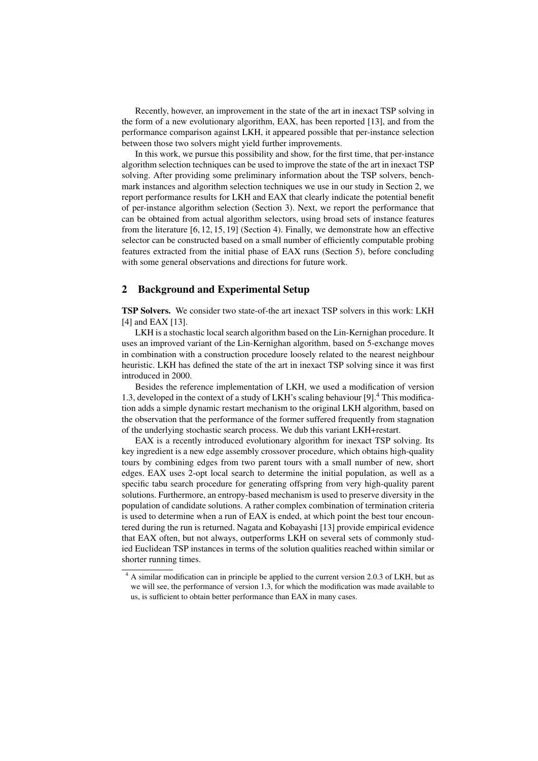Recently, however, an improvement in the state of the art in inexact TSP solving in the form of a new evolutionary algorithm, EAX, has been reported [13], and from the performance comparison against LKH, it appeared possible that per-instance selection between those two solvers might yield further improvements.

In this work, we pursue this possibility and show, for the first time, that per-instance algorithm selection techniques can be used to improve the state of the art in inexact TSP solving. After providing some preliminary information about the TSP solvers, benchmark instances and algorithm selection techniques we use in our study in Section 2, we report performance results for LKH and EAX that clearly indicate the potential benefit of per-instance algorithm selection (Section 3). Next, we report the performance that can be obtained from actual algorithm selectors, using broad sets of instance features from the literature [6, 12, 15, 19] (Section 4). Finally, we demonstrate how an effective selector can be constructed based on a small number of efficiently computable probing features extracted from the initial phase of EAX runs (Section 5), before concluding with some general observations and directions for future work.

## 2 Background and Experimental Setup

**TSP Solvers.** We consider two state-of-the art inexact TSP solvers in this work: LKH [4] and EAX [13].

LKH is a stochastic local search algorithm based on the Lin-Kernighan procedure. It uses an improved variant of the Lin-Kernighan algorithm, based on 5-exchange moves in combination with a construction procedure loosely related to the nearest neighbour heuristic. LKH has defined the state of the art in inexact TSP solving since it was first introduced in 2000.

Besides the reference implementation of LKH, we used a modification of version 1.3, developed in the context of a study of LKH's scaling behaviour [9].[4] This modification adds a simple dynamic restart mechanism to the original LKH algorithm, based on the observation that the performance of the former suffered frequently from stagnation of the underlying stochastic search process. We dub this variant LKH+restart.

EAX is a recently introduced evolutionary algorithm for inexact TSP solving. Its key ingredient is a new edge assembly crossover procedure, which obtains high-quality tours by combining edges from two parent tours with a small number of new, short edges. EAX uses 2-opt local search to determine the initial population, as well as a specific tabu search procedure for generating offspring from very high-quality parent solutions. Furthermore, an entropy-based mechanism is used to preserve diversity in the population of candidate solutions. A rather complex combination of termination criteria is used to determine when a run of EAX is ended, at which point the best tour encountered during the run is returned. Nagata and Kobayashi [13] provide empirical evidence that EAX often, but not always, outperforms LKH on several sets of commonly studied Euclidean TSP instances in terms of the solution qualities reached within similar or shorter running times.

[4] A similar modification can in principle be applied to the current version 2.0.3 of LKH, but as we will see, the performance of version 1.3, for which the modification was made available to us, is sufficient to obtain better performance than EAX in many cases.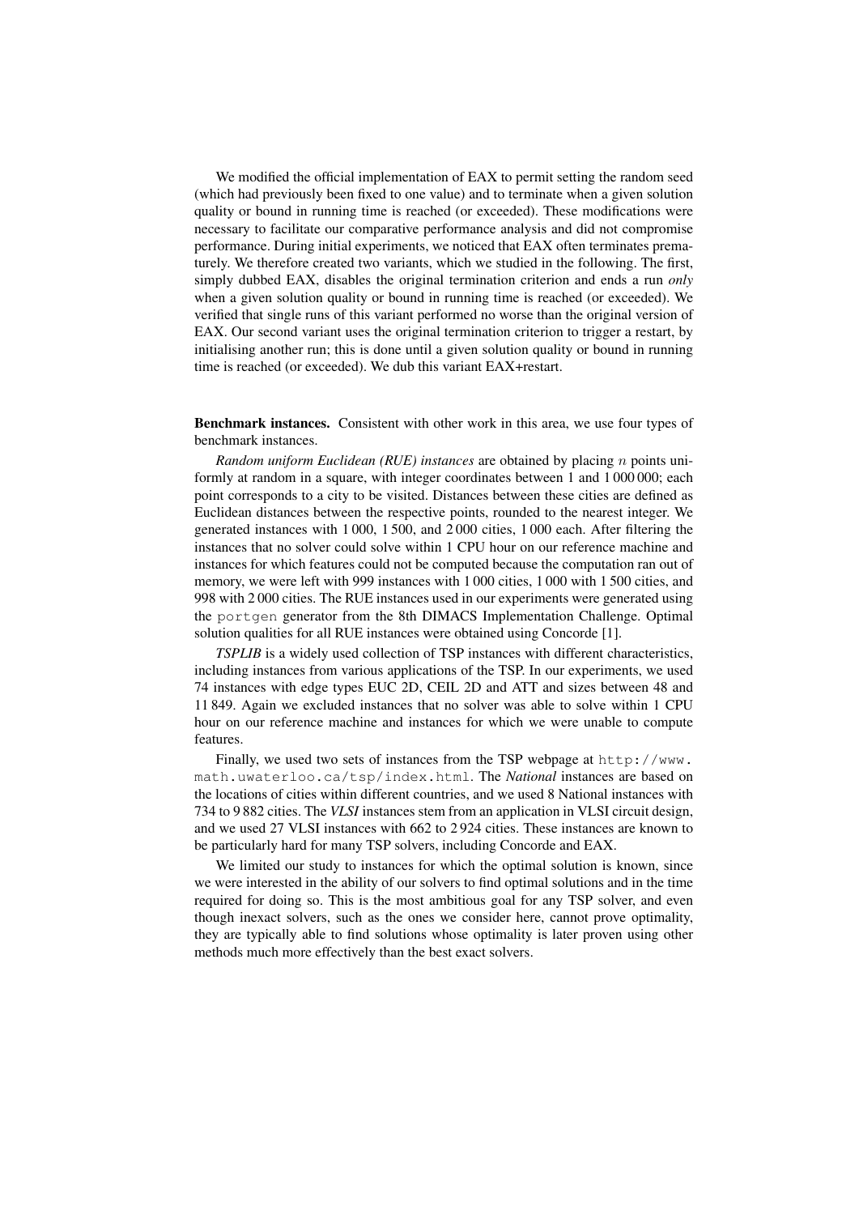We modified the official implementation of EAX to permit setting the random seed (which had previously been fixed to one value) and to terminate when a given solution quality or bound in running time is reached (or exceeded). These modifications were necessary to facilitate our comparative performance analysis and did not compromise performance. During initial experiments, we noticed that EAX often terminates prematurely. We therefore created two variants, which we studied in the following. The first, simply dubbed EAX, disables the original termination criterion and ends a run *only* when a given solution quality or bound in running time is reached (or exceeded). We verified that single runs of this variant performed no worse than the original version of EAX. Our second variant uses the original termination criterion to trigger a restart, by initialising another run; this is done until a given solution quality or bound in running time is reached (or exceeded). We dub this variant EAX+restart.

**Benchmark instances.** Consistent with other work in this area, we use four types of benchmark instances.

*Random uniform Euclidean (RUE) instances* are obtained by placing $n$ points uniformly at random in a square, with integer coordinates between 1 and 1 000 000; each point corresponds to a city to be visited. Distances between these cities are defined as Euclidean distances between the respective points, rounded to the nearest integer. We generated instances with 1 000, 1 500, and 2 000 cities, 1 000 each. After filtering the instances that no solver could solve within 1 CPU hour on our reference machine and instances for which features could not be computed because the computation ran out of memory, we were left with 999 instances with 1 000 cities, 1 000 with 1 500 cities, and 998 with 2 000 cities. The RUE instances used in our experiments were generated using the `portgen` generator from the 8th DIMACS Implementation Challenge. Optimal solution qualities for all RUE instances were obtained using Concorde [1].

*TSPLIB* is a widely used collection of TSP instances with different characteristics, including instances from various applications of the TSP. In our experiments, we used 74 instances with edge types EUC 2D, CEIL 2D and ATT and sizes between 48 and 11 849. Again we excluded instances that no solver was able to solve within 1 CPU hour on our reference machine and instances for which we were unable to compute features.

Finally, we used two sets of instances from the TSP webpage at `http://www.math.uwaterloo.ca/tsp/index.html`. The *National* instances are based on the locations of cities within different countries, and we used 8 National instances with 734 to 9 882 cities. The *VLSI* instances stem from an application in VLSI circuit design, and we used 27 VLSI instances with 662 to 2 924 cities. These instances are known to be particularly hard for many TSP solvers, including Concorde and EAX.

We limited our study to instances for which the optimal solution is known, since we were interested in the ability of our solvers to find optimal solutions and in the time required for doing so. This is the most ambitious goal for any TSP solver, and even though inexact solvers, such as the ones we consider here, cannot prove optimality, they are typically able to find solutions whose optimality is later proven using other methods much more effectively than the best exact solvers.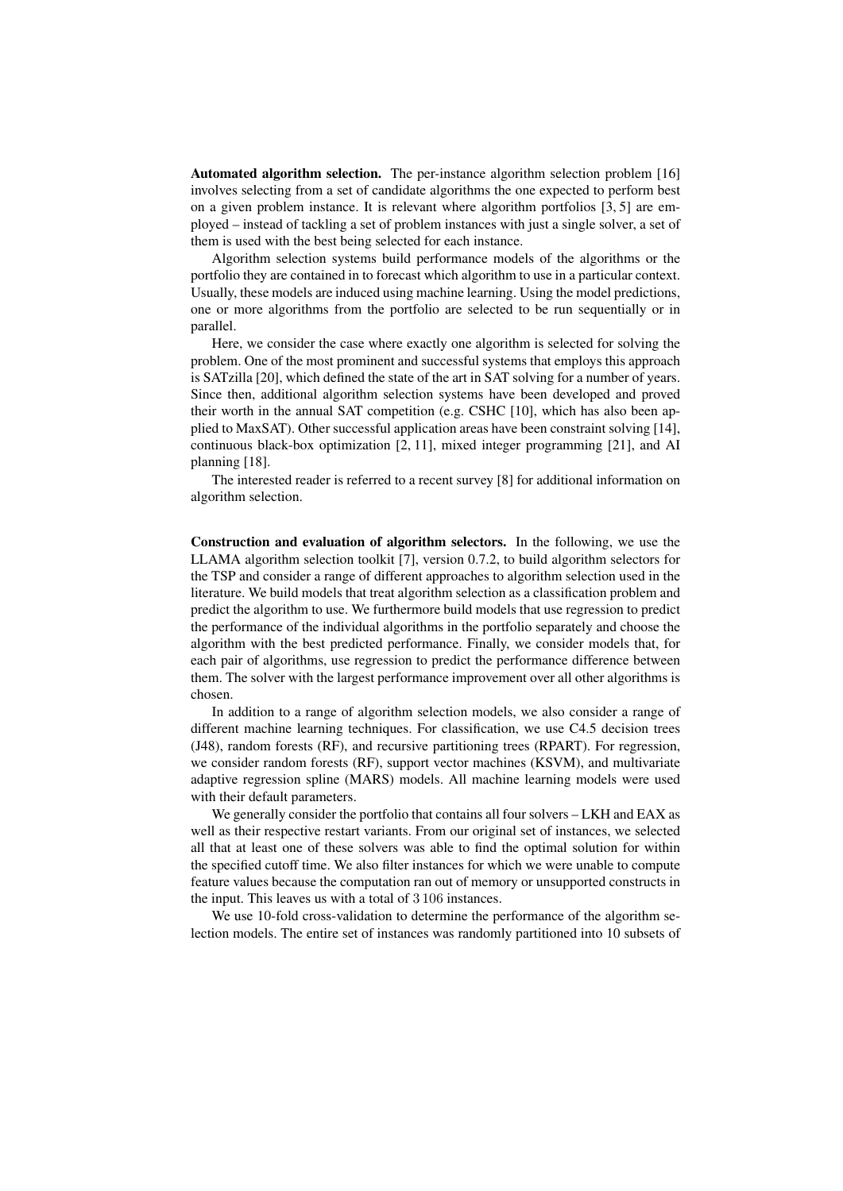**Automated algorithm selection.** The per-instance algorithm selection problem [16] involves selecting from a set of candidate algorithms the one expected to perform best on a given problem instance. It is relevant where algorithm portfolios [3, 5] are employed – instead of tackling a set of problem instances with just a single solver, a set of them is used with the best being selected for each instance.

Algorithm selection systems build performance models of the algorithms or the portfolio they are contained in to forecast which algorithm to use in a particular context. Usually, these models are induced using machine learning. Using the model predictions, one or more algorithms from the portfolio are selected to be run sequentially or in parallel.

Here, we consider the case where exactly one algorithm is selected for solving the problem. One of the most prominent and successful systems that employs this approach is SATzilla [20], which defined the state of the art in SAT solving for a number of years. Since then, additional algorithm selection systems have been developed and proved their worth in the annual SAT competition (e.g. CSHC [10], which has also been applied to MaxSAT). Other successful application areas have been constraint solving [14], continuous black-box optimization [2, 11], mixed integer programming [21], and AI planning [18].

The interested reader is referred to a recent survey [8] for additional information on algorithm selection.

**Construction and evaluation of algorithm selectors.** In the following, we use the LLAMA algorithm selection toolkit [7], version 0.7.2, to build algorithm selectors for the TSP and consider a range of different approaches to algorithm selection used in the literature. We build models that treat algorithm selection as a classification problem and predict the algorithm to use. We furthermore build models that use regression to predict the performance of the individual algorithms in the portfolio separately and choose the algorithm with the best predicted performance. Finally, we consider models that, for each pair of algorithms, use regression to predict the performance difference between them. The solver with the largest performance improvement over all other algorithms is chosen.

In addition to a range of algorithm selection models, we also consider a range of different machine learning techniques. For classification, we use C4.5 decision trees (J48), random forests (RF), and recursive partitioning trees (RPART). For regression, we consider random forests (RF), support vector machines (KSVM), and multivariate adaptive regression spline (MARS) models. All machine learning models were used with their default parameters.

We generally consider the portfolio that contains all four solvers – LKH and EAX as well as their respective restart variants. From our original set of instances, we selected all that at least one of these solvers was able to find the optimal solution for within the specified cutoff time. We also filter instances for which we were unable to compute feature values because the computation ran out of memory or unsupported constructs in the input. This leaves us with a total of 3 106 instances.

We use 10-fold cross-validation to determine the performance of the algorithm selection models. The entire set of instances was randomly partitioned into 10 subsets of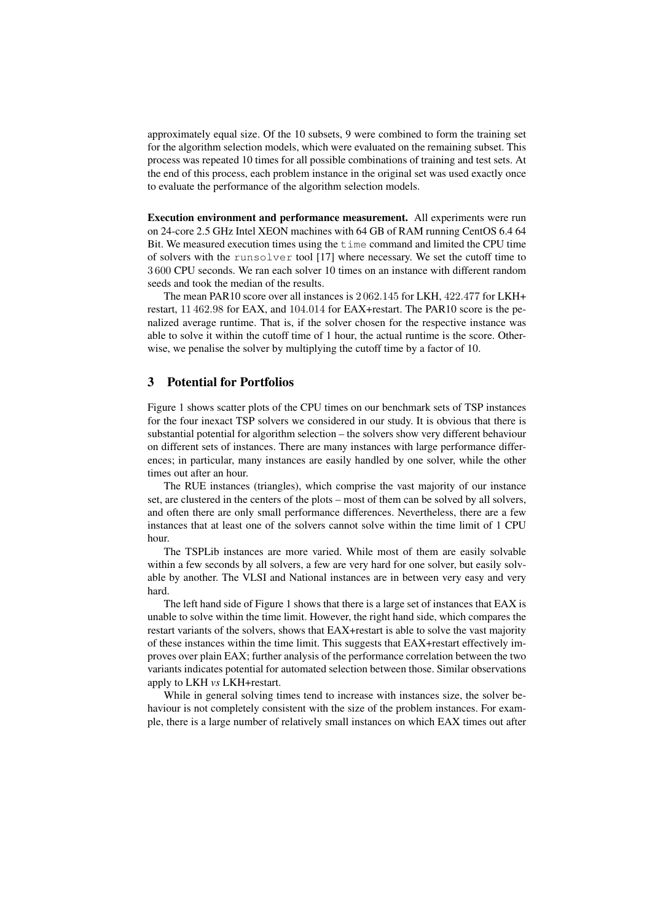approximately equal size. Of the 10 subsets, 9 were combined to form the training set for the algorithm selection models, which were evaluated on the remaining subset. This process was repeated 10 times for all possible combinations of training and test sets. At the end of this process, each problem instance in the original set was used exactly once to evaluate the performance of the algorithm selection models.

**Execution environment and performance measurement.** All experiments were run on 24-core 2.5 GHz Intel XEON machines with 64 GB of RAM running CentOS 6.4 64 Bit. We measured execution times using the `time` command and limited the CPU time of solvers with the `runsolver` tool [17] where necessary. We set the cutoff time to 3 600 CPU seconds. We ran each solver 10 times on an instance with different random seeds and took the median of the results.

The mean PAR10 score over all instances is 2 062.145 for LKH, 422.477 for LKH+ restart, 11 462.98 for EAX, and 104.014 for EAX+restart. The PAR10 score is the penalized average runtime. That is, if the solver chosen for the respective instance was able to solve it within the cutoff time of 1 hour, the actual runtime is the score. Otherwise, we penalise the solver by multiplying the cutoff time by a factor of 10.

## 3 Potential for Portfolios

Figure 1 shows scatter plots of the CPU times on our benchmark sets of TSP instances for the four inexact TSP solvers we considered in our study. It is obvious that there is substantial potential for algorithm selection – the solvers show very different behaviour on different sets of instances. There are many instances with large performance differences; in particular, many instances are easily handled by one solver, while the other times out after an hour.

The RUE instances (triangles), which comprise the vast majority of our instance set, are clustered in the centers of the plots – most of them can be solved by all solvers, and often there are only small performance differences. Nevertheless, there are a few instances that at least one of the solvers cannot solve within the time limit of 1 CPU hour.

The TSPLib instances are more varied. While most of them are easily solvable within a few seconds by all solvers, a few are very hard for one solver, but easily solvable by another. The VLSI and National instances are in between very easy and very hard.

The left hand side of Figure 1 shows that there is a large set of instances that EAX is unable to solve within the time limit. However, the right hand side, which compares the restart variants of the solvers, shows that EAX+restart is able to solve the vast majority of these instances within the time limit. This suggests that EAX+restart effectively improves over plain EAX; further analysis of the performance correlation between the two variants indicates potential for automated selection between those. Similar observations apply to LKH *vs* LKH+restart.

While in general solving times tend to increase with instances size, the solver behaviour is not completely consistent with the size of the problem instances. For example, there is a large number of relatively small instances on which EAX times out after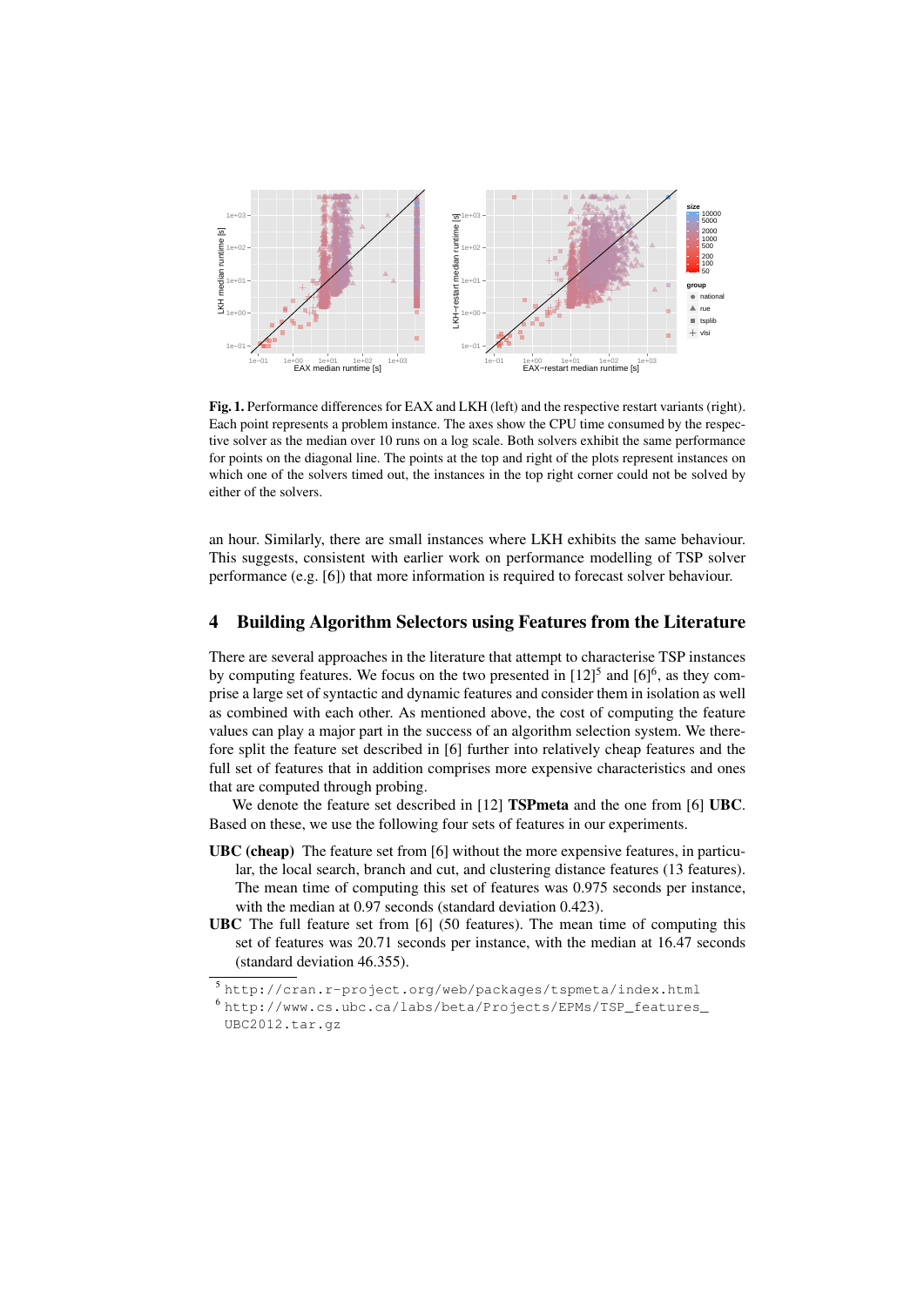**Fig. 1.** Performance differences for EAX and LKH (left) and the respective restart variants (right). Each point represents a problem instance. The axes show the CPU time consumed by the respective solver as the median over 10 runs on a log scale. Both solvers exhibit the same performance for points on the diagonal line. The points at the top and right of the plots represent instances on which one of the solvers timed out, the instances in the top right corner could not be solved by either of the solvers.

an hour. Similarly, there are small instances where LKH exhibits the same behaviour. This suggests, consistent with earlier work on performance modelling of TSP solver performance (e.g. [6]) that more information is required to forecast solver behaviour.

## 4 Building Algorithm Selectors using Features from the Literature

There are several approaches in the literature that attempt to characterise TSP instances by computing features. We focus on the two presented in [12][5] and [6][6], as they comprise a large set of syntactic and dynamic features and consider them in isolation as well as combined with each other. As mentioned above, the cost of computing the feature values can play a major part in the success of an algorithm selection system. We therefore split the feature set described in [6] further into relatively cheap features and the full set of features that in addition comprises more expensive characteristics and ones that are computed through probing.

We denote the feature set described in [12] **TSPmeta** and the one from [6] **UBC**. Based on these, we use the following four sets of features in our experiments.

**UBC (cheap)** The feature set from [6] without the more expensive features, in particular, the local search, branch and cut, and clustering distance features (13 features). The mean time of computing this set of features was 0.975 seconds per instance, with the median at 0.423 seconds (standard deviation 0.423).

**UBC** The full feature set from [6] (50 features). The mean time of computing this set of features was 20.71 seconds per instance, with the median at 16.47 seconds (standard deviation 46.355).

---

[5] http://cran.r-project.org/web/packages/tspmeta/index.html

[6] http://www.cs.ubc.ca/labs/beta/Projects/EPMs/TSP_features_UBC2012.tar.gz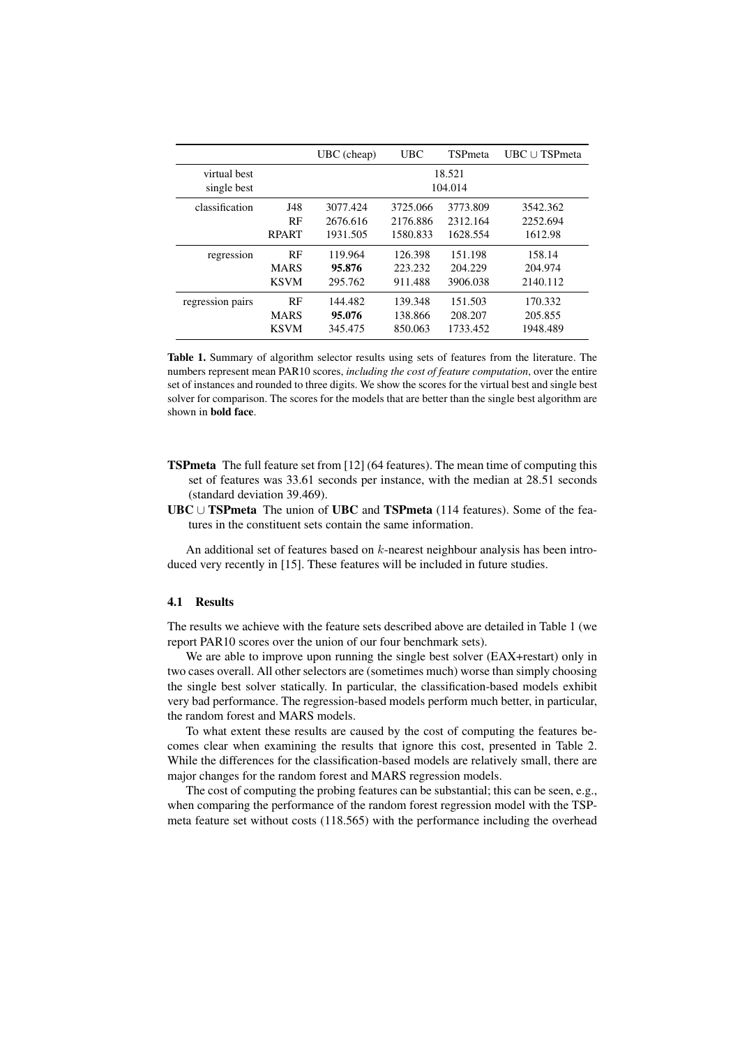| | | UBC (cheap) | UBC | TSPmeta | UBC ∪ TSPmeta |
|---|---|---|---|---|---|
| virtual best | | 18.521 | | | |
| single best | | 104.014 | | | |
| classification | J48 | 3077.424 | 3725.066 | 3773.809 | 3542.362 |
| | RF | 2676.616 | 2176.886 | 2312.164 | 2252.694 |
| | RPART | 1931.505 | 1580.833 | 1628.554 | 1612.98 |
| regression | RF | 119.964 | 126.398 | 151.198 | 158.14 |
| | MARS | **95.876** | 223.232 | 204.229 | 204.974 |
| | KSVM | 295.762 | 911.488 | 3906.038 | 2140.112 |
| regression pairs | RF | 144.482 | 139.348 | 151.503 | 170.332 |
| | MARS | **95.076** | 138.866 | 208.207 | 205.855 |
| | KSVM | 345.475 | 850.063 | 1733.452 | 1948.489 |

**Table 1.** Summary of algorithm selector results using sets of features from the literature. The numbers represent mean PAR10 scores, *including the cost of feature computation*, over the entire set of instances and rounded to three digits. We show the scores for the virtual best and single best solver for comparison. The scores for the models that are better than the single best algorithm are shown in **bold face**.

**TSPmeta** The full feature set from [12] (64 features). The mean time of computing this set of features was 33.61 seconds per instance, with the median at 28.51 seconds (standard deviation 39.469).

**UBC ∪ TSPmeta** The union of **UBC** and **TSPmeta** (114 features). Some of the features in the constituent sets contain the same information.

An additional set of features based on $k$-nearest neighbour analysis has been introduced very recently in [15]. These features will be included in future studies.

### 4.1 Results

The results we achieve with the feature sets described above are detailed in Table 1 (we report PAR10 scores over the union of our four benchmark sets).

We are able to improve upon running the single best solver (EAX+restart) only in two cases overall. All other selectors are (sometimes much) worse than simply choosing the single best solver statically. In particular, the classification-based models exhibit very bad performance. The regression-based models perform much better, in particular, the random forest and MARS models.

To what extent these results are caused by the cost of computing the features becomes clear when examining the results that ignore this cost, presented in Table 2. While the differences for the classification-based models are relatively small, there are major changes for the random forest and MARS regression models.

The cost of computing the probing features can be substantial; this can be seen, e.g., when comparing the performance of the random forest regression model with the TSP-meta feature set without costs (118.565) with the performance including the overhead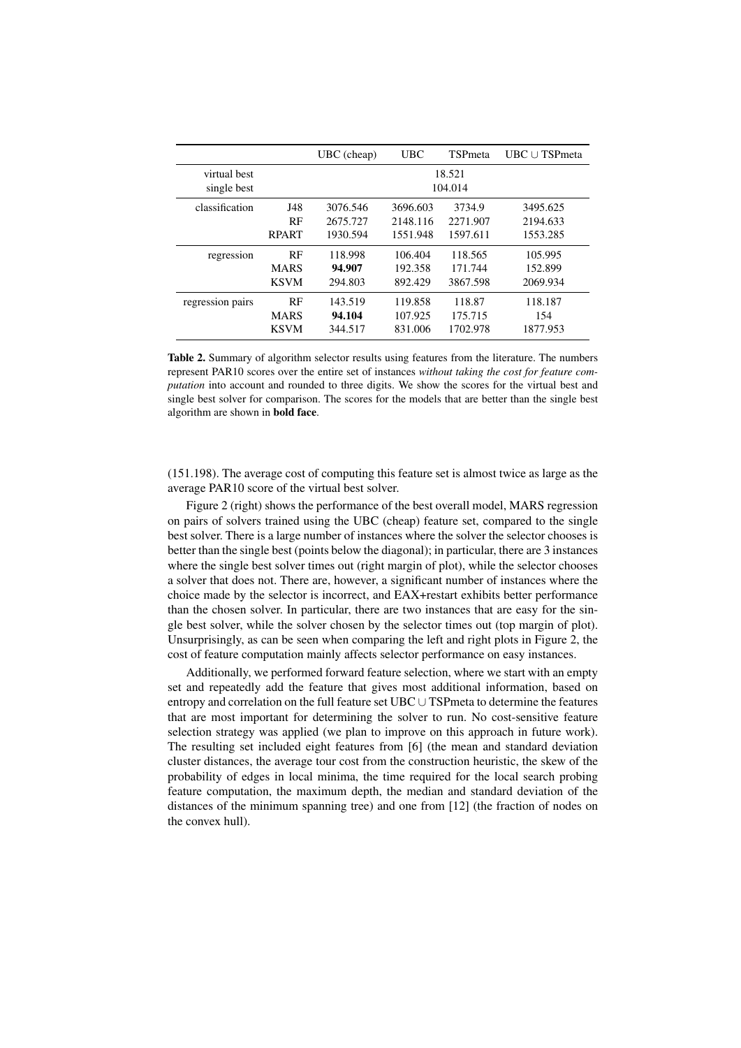| | | UBC (cheap) | UBC | TSPmeta | UBC ∪ TSPmeta |
|---|---|---|---|---|---|
| virtual best | | 18.521 | | | |
| single best | | 104.014 | | | |
| classification | J48 | 3076.546 | 3696.603 | 3734.9 | 3495.625 |
| | RF | 2675.727 | 2148.116 | 2271.907 | 2194.633 |
| | RPART | 1930.594 | 1551.948 | 1597.611 | 1553.285 |
| regression | RF | 118.998 | 106.404 | 118.565 | 105.995 |
| | MARS | **94.907** | 192.358 | 171.744 | 152.899 |
| | KSVM | 294.803 | 892.429 | 3867.598 | 2069.934 |
| regression pairs | RF | 143.519 | 119.858 | 118.87 | 118.187 |
| | MARS | **94.104** | 107.925 | 175.715 | 154 |
| | KSVM | 344.517 | 831.006 | 1702.978 | 1877.953 |

**Table 2.** Summary of algorithm selector results using features from the literature. The numbers represent PAR10 scores over the entire set of instances *without taking the cost for feature computation* into account and rounded to three digits. We show the scores for the virtual best and single best solver for comparison. The scores for the models that are better than the single best algorithm are shown in **bold face**.

(151.198). The average cost of computing this feature set is almost twice as large as the average PAR10 score of the virtual best solver.

Figure 2 (right) shows the performance of the best overall model, MARS regression on pairs of solvers trained using the UBC (cheap) feature set, compared to the single best solver. There is a large number of instances where the solver the selector chooses is better than the single best (points below the diagonal); in particular, there are 3 instances where the single best solver times out (right margin of plot), while the selector chooses a solver that does not. There are, however, a significant number of instances where the choice made by the selector is incorrect, and EAX+restart exhibits better performance than the chosen solver. In particular, there are two instances that are easy for the single best solver, while the solver chosen by the selector times out (top margin of plot). Unsurprisingly, as can be seen when comparing the left and right plots in Figure 2, the cost of feature computation mainly affects selector performance on easy instances.

Additionally, we performed forward feature selection, where we start with an empty set and repeatedly add the feature that gives most additional information, based on entropy and correlation on the full feature set UBC ∪ TSPmeta to determine the features that are most important for determining the solver to run. No cost-sensitive feature selection strategy was applied (we plan to improve on this approach in future work). The resulting set included eight features from [6] (the mean and standard deviation cluster distances, the average tour cost from the construction heuristic, the skew of the probability of edges in local minima, the time required for the local search probing feature computation, the maximum depth, the median and standard deviation of the distances of the minimum spanning tree) and one from [12] (the fraction of nodes on the convex hull).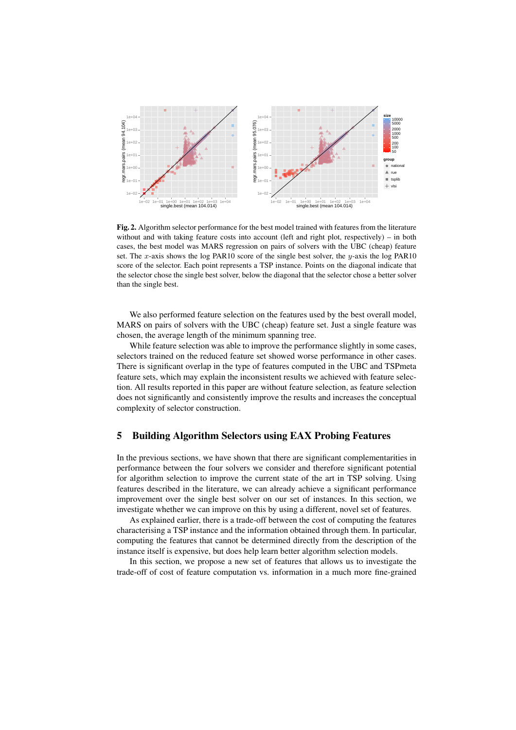**Fig. 2.** Algorithm selector performance for the best model trained with features from the literature without and with taking feature costs into account (left and right plot, respectively) – in both cases, the best model was MARS regression on pairs of solvers with the UBC (cheap) feature set. The $x$-axis shows the log PAR10 score of the single best solver, the $y$-axis the log PAR10 score of the selector. Each point represents a TSP instance. Points on the diagonal indicate that the selector chose the single best solver, below the diagonal that the selector chose a better solver than the single best.

We also performed feature selection on the features used by the best overall model, MARS on pairs of solvers with the UBC (cheap) feature set. Just a single feature was chosen, the average length of the minimum spanning tree.

While feature selection was able to improve the performance slightly in some cases, selectors trained on the reduced feature set showed worse performance in other cases. There is significant overlap in the type of features computed in the UBC and TSPmeta feature sets, which may explain the inconsistent results we achieved with feature selection. All results reported in this paper are without feature selection, as feature selection does not significantly and consistently improve the results and increases the conceptual complexity of selector construction.

## 5 Building Algorithm Selectors using EAX Probing Features

In the previous sections, we have shown that there are significant complementarities in performance between the four solvers we consider and therefore significant potential for algorithm selection to improve the current state of the art in TSP solving. Using features described in the literature, we can already achieve a significant performance improvement over the single best solver on our set of instances. In this section, we investigate whether we can improve on this by using a different, novel set of features.

As explained earlier, there is a trade-off between the cost of computing the features characterising a TSP instance and the information obtained through them. In particular, computing the features that cannot be determined directly from the description of the instance itself is expensive, but does help learn better algorithm selection models.

In this section, we propose a new set of features that allows us to investigate the trade-off of cost of feature computation vs. information in a much more fine-grained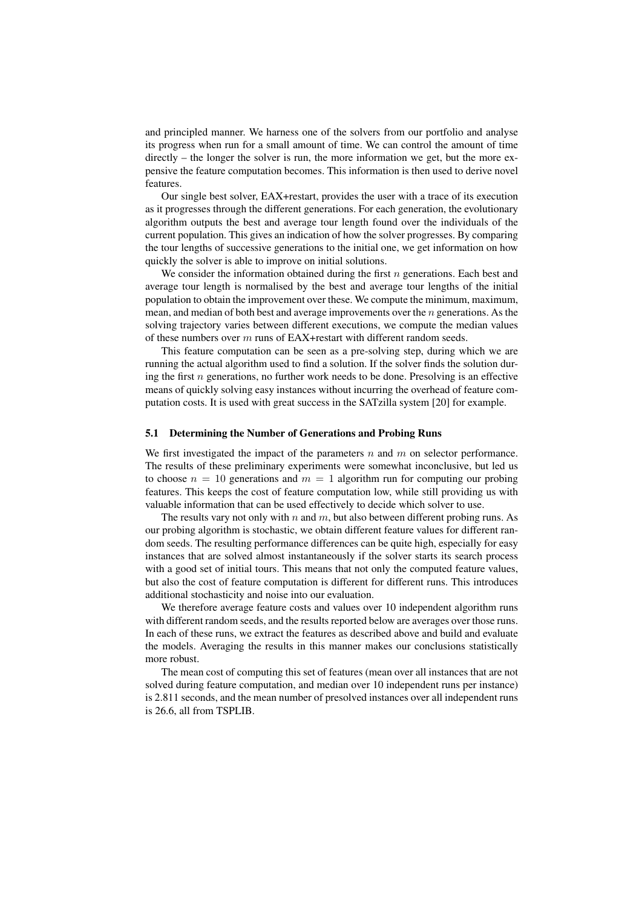and principled manner. We harness one of the solvers from our portfolio and analyse its progress when run for a small amount of time. We can control the amount of time directly – the longer the solver is run, the more information we get, but the more expensive the feature computation becomes. This information is then used to derive novel features.

Our single best solver, EAX+restart, provides the user with a trace of its execution as it progresses through the different generations. For each generation, the evolutionary algorithm outputs the best and average tour length found over the individuals of the current population. This gives an indication of how the solver progresses. By comparing the tour lengths of successive generations to the initial one, we get information on how quickly the solver is able to improve on initial solutions.

We consider the information obtained during the first $n$ generations. Each best and average tour length is normalised by the best and average tour lengths of the initial population to obtain the improvement over these. We compute the minimum, maximum, mean, and median of both best and average improvements over the $n$ generations. As the solving trajectory varies between different executions, we compute the median values of these numbers over $m$ runs of EAX+restart with different random seeds.

This feature computation can be seen as a pre-solving step, during which we are running the actual algorithm used to find a solution. If the solver finds the solution during the first $n$ generations, no further work needs to be done. Presolving is an effective means of quickly solving easy instances without incurring the overhead of feature computation costs. It is used with great success in the SATzilla system [20] for example.

### 5.1 Determining the Number of Generations and Probing Runs

We first investigated the impact of the parameters $n$ and $m$ on selector performance. The results of these preliminary experiments were somewhat inconclusive, but led us to choose $n = 10$ generations and $m = 1$ algorithm run for computing our probing features. This keeps the cost of feature computation low, while still providing us with valuable information that can be used effectively to decide which solver to use.

The results vary not only with $n$ and $m$, but also between different probing runs. As our probing algorithm is stochastic, we obtain different feature values for different random seeds. The resulting performance differences can be quite high, especially for easy instances that are solved almost instantaneously if the solver starts its search process with a good set of initial tours. This means that not only the computed feature values, but also the cost of feature computation is different for different runs. This introduces additional stochasticity and noise into our evaluation.

We therefore average feature costs and values over 10 independent algorithm runs with different random seeds, and the results reported below are averages over those runs. In each of these runs, we extract the features as described above and build and evaluate the models. Averaging the results in this manner makes our conclusions statistically more robust.

The mean cost of computing this set of features (mean over all instances that are not solved during feature computation, and median over 10 independent runs per instance) is 2.811 seconds, and the mean number of presolved instances over all independent runs is 26.6, all from TSPLIB.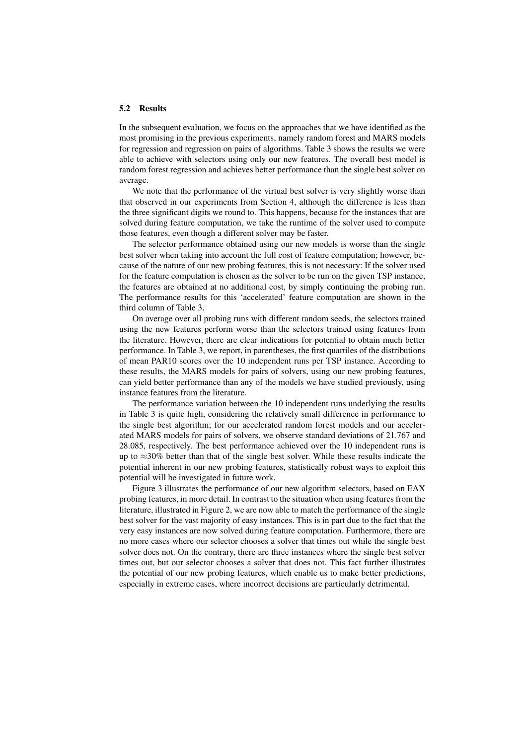### 5.2 Results

In the subsequent evaluation, we focus on the approaches that we have identified as the most promising in the previous experiments, namely random forest and MARS models for regression and regression on pairs of algorithms. Table 3 shows the results we were able to achieve with selectors using only our new features. The overall best model is random forest regression and achieves better performance than the single best solver on average.

We note that the performance of the virtual best solver is very slightly worse than that observed in our experiments from Section 4, although the difference is less than the three significant digits we round to. This happens, because for the instances that are solved during feature computation, we take the runtime of the solver used to compute those features, even though a different solver may be faster.

The selector performance obtained using our new models is worse than the single best solver when taking into account the full cost of feature computation; however, because of the nature of our new probing features, this is not necessary: If the solver used for the feature computation is chosen as the solver to be run on the given TSP instance, the features are obtained at no additional cost, by simply continuing the probing run. The performance results for this 'accelerated' feature computation are shown in the third column of Table 3.

On average over all probing runs with different random seeds, the selectors trained using the new features perform worse than the selectors trained using features from the literature. However, there are clear indications for potential to obtain much better performance. In Table 3, we report, in parentheses, the first quartiles of the distributions of mean PAR10 scores over the 10 independent runs per TSP instance. According to these results, the MARS models for pairs of solvers, using our new probing features, can yield better performance than any of the models we have studied previously, using instance features from the literature.

The performance variation between the 10 independent runs underlying the results in Table 3 is quite high, considering the relatively small difference in performance to the single best algorithm; for our accelerated random forest models and our accelerated MARS models for pairs of solvers, we observe standard deviations of 21.767 and 28.085, respectively. The best performance achieved over the 10 independent runs is up to $\approx$30% better than that of the single best solver. While these results indicate the potential inherent in our new probing features, statistically robust ways to exploit this potential will be investigated in future work.

Figure 3 illustrates the performance of our new algorithm selectors, based on EAX probing features, in more detail. In contrast to the situation when using features from the literature, illustrated in Figure 2, we are now able to match the performance of the single best solver for the vast majority of easy instances. This is in part due to the fact that the very easy instances are now solved during feature computation. Furthermore, there are no more cases where our selector chooses a solver that times out while the single best solver does not. On the contrary, there are three instances where the single best solver times out, but our selector chooses a solver that does not. This fact further illustrates the potential of our new probing features, which enable us to make better predictions, especially in extreme cases, where incorrect decisions are particularly detrimental.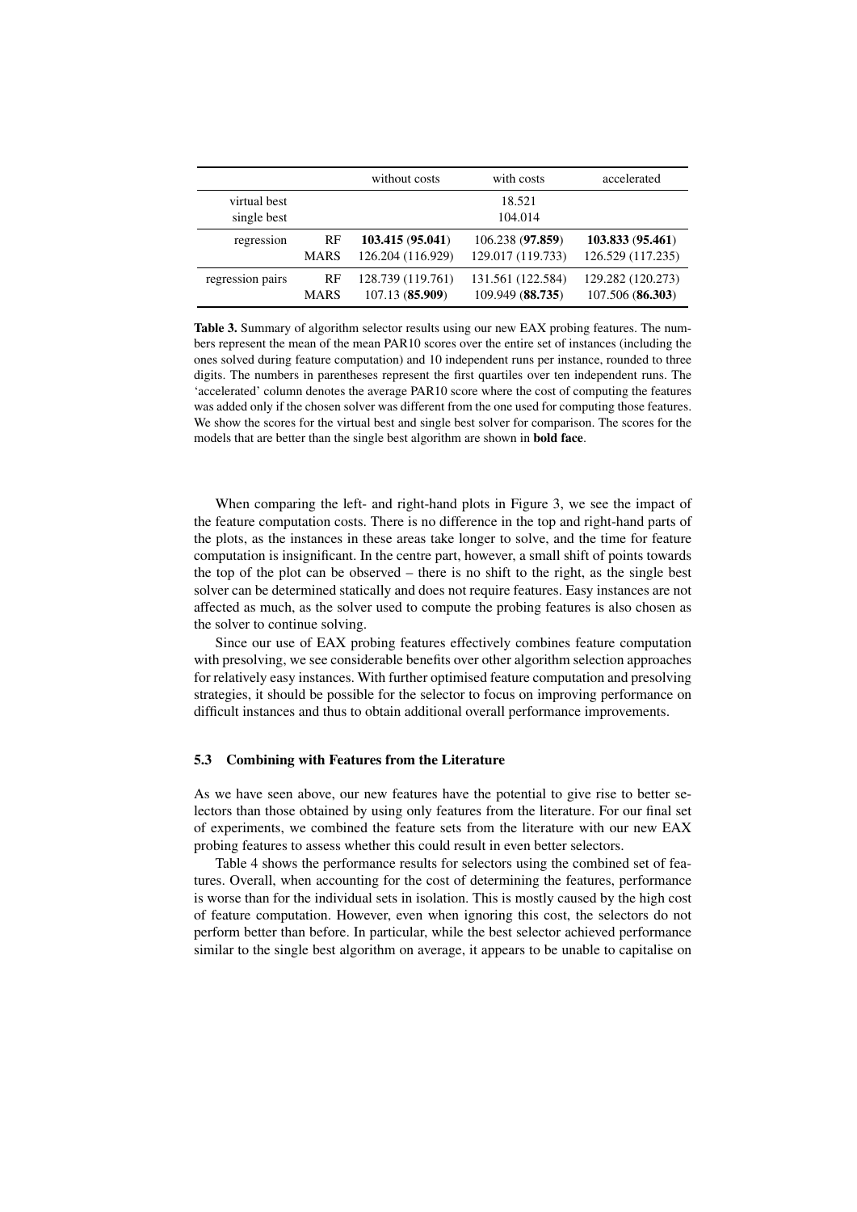| | | without costs | with costs | accelerated |
|---|---|---|---|---|
| virtual best | | 18.521 | | |
| single best | | 104.014 | | |
| regression | RF | **103.415** (**95.041**) | 106.238 (**97.859**) | **103.833** (**95.461**) |
| | MARS | 126.204 (116.929) | 129.017 (119.733) | 126.529 (117.235) |
| regression pairs | RF | 128.739 (119.761) | 131.561 (122.584) | 129.282 (120.273) |
| | MARS | 107.13 (**85.909**) | 109.949 (**88.735**) | 107.506 (**86.303**) |

**Table 3.** Summary of algorithm selector results using our new EAX probing features. The numbers represent the mean of the mean PAR10 scores over the entire set of instances (including the ones solved during feature computation) and 10 independent runs per instance, rounded to three digits. The numbers in parentheses represent the first quartiles over ten independent runs. The 'accelerated' column denotes the average PAR10 score where the cost of computing the features was added only if the chosen solver was different from the one used for computing those features. We show the scores for the virtual best and single best solver for comparison. The scores for the models that are better than the single best algorithm are shown in **bold face**.

When comparing the left- and right-hand plots in Figure 3, we see the impact of the feature computation costs. There is no difference in the top and right-hand parts of the plots, as the instances in these areas take longer to solve, and the time for feature computation is insignificant. In the centre part, however, a small shift of points towards the top of the plot can be observed – there is no shift to the right, as the single best solver can be determined statically and does not require features. Easy instances are not affected as much, as the solver used to compute the probing features is also chosen as the solver to continue solving.

Since our use of EAX probing features effectively combines feature computation with presolving, we see considerable benefits over other algorithm selection approaches for relatively easy instances. With further optimised feature computation and presolving strategies, it should be possible for the selector to focus on improving performance on difficult instances and thus to obtain additional overall performance improvements.

### 5.3 Combining with Features from the Literature

As we have seen above, our new features have the potential to give rise to better selectors than those obtained by using only features from the literature. For our final set of experiments, we combined the feature sets from the literature with our new EAX probing features to assess whether this could result in even better selectors.

Table 4 shows the performance results for selectors using the combined set of features. Overall, when accounting for the cost of determining the features, performance is worse than for the individual sets in isolation. This is mostly caused by the high cost of feature computation. However, even when ignoring this cost, the selectors do not perform better than before. In particular, while the best selector achieved performance similar to the single best algorithm on average, it appears to be unable to capitalise on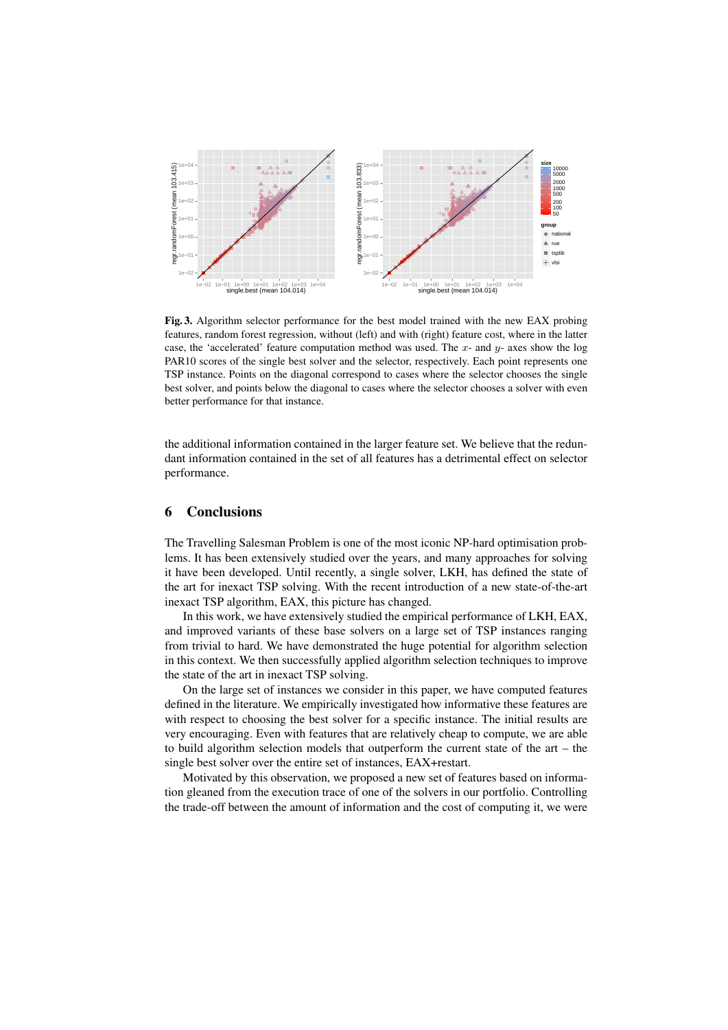regr.randomForest (mean 103.415)

single.best (mean 104.014)

regr.randomForest (mean 103.833)

single.best (mean 104.014)

1e+04
1e+03
1e+02
1e+01
1e+00
1e−01
1e−02

1e−02 1e−01 1e+00 1e+01 1e+02 1e+03 1e+04

size
10000
5000
2000
1000
500
200
100
50

group
national
rue
tsplib
vlsi

**Fig. 3.** Algorithm selector performance for the best model trained with the new EAX probing features, random forest regression, without (left) and with (right) feature cost, where in the latter case, the 'accelerated' feature computation method was used. The $x$- and $y$- axes show the log PAR10 scores of the single best solver and the selector, respectively. Each point represents one TSP instance. Points on the diagonal correspond to cases where the selector chooses the single best solver, and points below the diagonal to cases where the selector chooses a solver with even better performance for that instance.

the additional information contained in the larger feature set. We believe that the redundant information contained in the set of all features has a detrimental effect on selector performance.

## 6 Conclusions

The Travelling Salesman Problem is one of the most iconic NP-hard optimisation problems. It has been extensively studied over the years, and many approaches for solving it have been developed. Until recently, a single solver, LKH, has defined the state of the art for inexact TSP solving. With the recent introduction of a new state-of-the-art inexact TSP algorithm, EAX, this picture has changed.

In this work, we have extensively studied the empirical performance of LKH, EAX, and improved variants of these base solvers on a large set of TSP instances ranging from trivial to hard. We have demonstrated the huge potential for algorithm selection in this context. We then successfully applied algorithm selection techniques to improve the state of the art in inexact TSP solving.

On the large set of instances we consider in this paper, we have computed features defined in the literature. We empirically investigated how informative these features are with respect to choosing the best solver for a specific instance. The initial results are very encouraging. Even with features that are relatively cheap to compute, we are able to build algorithm selection models that outperform the current state of the art – the single best solver over the entire set of instances, EAX+restart.

Motivated by this observation, we proposed a new set of features based on information gleaned from the execution trace of one of the solvers in our portfolio. Controlling the trade-off between the amount of information and the cost of computing it, we were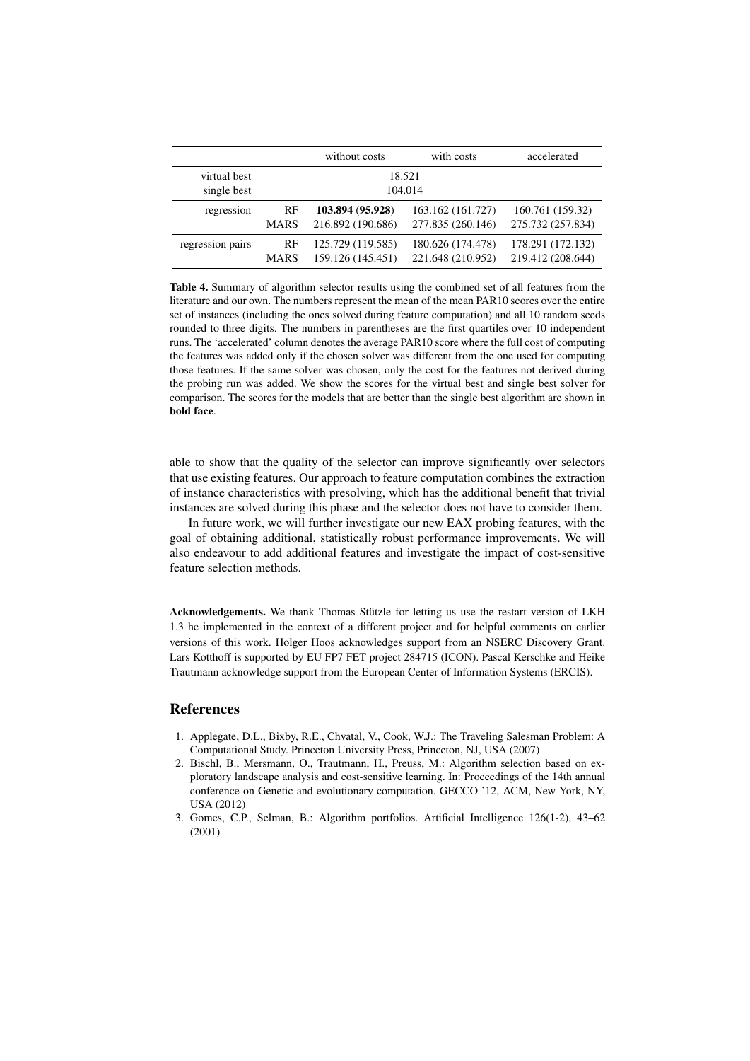| | | without costs | with costs | accelerated |
|---|---|---|---|---|
| virtual best | | 18.521 | | |
| single best | | 104.014 | | |
| regression | RF | **103.894** (**95.928**) | 163.162 (161.727) | 160.761 (159.32) |
| | MARS | 216.892 (190.686) | 277.835 (260.146) | 275.732 (257.834) |
| regression pairs | RF | 125.729 (119.585) | 180.626 (174.478) | 178.291 (172.132) |
| | MARS | 159.126 (145.451) | 221.648 (210.952) | 219.412 (208.644) |

**Table 4.** Summary of algorithm selector results using the combined set of all features from the literature and our own. The numbers represent the mean of the mean PAR10 scores over the entire set of instances (including the ones solved during feature computation) and all 10 random seeds rounded to three digits. The numbers in parentheses are the first quartiles over 10 independent runs. The 'accelerated' column denotes the average PAR10 score where the full cost of computing the features was added only if the chosen solver was different from the one used for computing those features. If the same solver was chosen, only the cost for the features not derived during the probing run was added. We show the scores for the virtual best and single best solver for comparison. The scores for the models that are better than the single best algorithm are shown in **bold face**.

able to show that the quality of the selector can improve significantly over selectors that use existing features. Our approach to feature computation combines the extraction of instance characteristics with presolving, which has the additional benefit that trivial instances are solved during this phase and the selector does not have to consider them.

In future work, we will further investigate our new EAX probing features, with the goal of obtaining additional, statistically robust performance improvements. We will also endeavour to add additional features and investigate the impact of cost-sensitive feature selection methods.

**Acknowledgements.** We thank Thomas Stützle for letting us use the restart version of LKH 1.3 he implemented in the context of a different project and for helpful comments on earlier versions of this work. Holger Hoos acknowledges support from an NSERC Discovery Grant. Lars Kotthoff is supported by EU FP7 FET project 284715 (ICON). Pascal Kerschke and Heike Trautmann acknowledge support from the European Center of Information Systems (ERCIS).

## References

1. Applegate, D.L., Bixby, R.E., Chvatal, V., Cook, W.J.: The Traveling Salesman Problem: A Computational Study. Princeton University Press, Princeton, NJ, USA (2007)
2. Bischl, B., Mersmann, O., Trautmann, H., Preuss, M.: Algorithm selection based on exploratory landscape analysis and cost-sensitive learning. In: Proceedings of the 14th annual conference on Genetic and evolutionary computation. GECCO '12, ACM, New York, NY, USA (2012)
3. Gomes, C.P., Selman, B.: Algorithm portfolios. Artificial Intelligence 126(1-2), 43–62 (2001)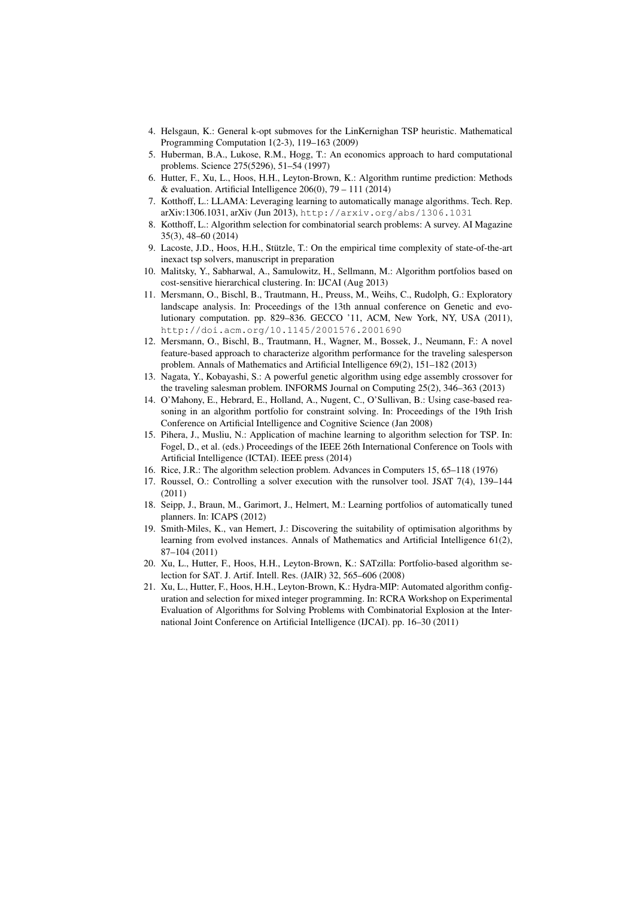4. Helsgaun, K.: General k-opt submoves for the LinKernighan TSP heuristic. Mathematical Programming Computation 1(2-3), 119–163 (2009)
5. Huberman, B.A., Lukose, R.M., Hogg, T.: An economics approach to hard computational problems. Science 275(5296), 51–54 (1997)
6. Hutter, F., Xu, L., Hoos, H.H., Leyton-Brown, K.: Algorithm runtime prediction: Methods & evaluation. Artificial Intelligence 206(0), 79 – 111 (2014)
7. Kotthoff, L.: LLAMA: Leveraging learning to automatically manage algorithms. Tech. Rep. arXiv:1306.1031, arXiv (Jun 2013), http://arxiv.org/abs/1306.1031
8. Kotthoff, L.: Algorithm selection for combinatorial search problems: A survey. AI Magazine 35(3), 48–60 (2014)
9. Lacoste, J.D., Hoos, H.H., Stützle, T.: On the empirical time complexity of state-of-the-art inexact tsp solvers, manuscript in preparation
10. Malitsky, Y., Sabharwal, A., Samulowitz, H., Sellmann, M.: Algorithm portfolios based on cost-sensitive hierarchical clustering. In: IJCAI (Aug 2013)
11. Mersmann, O., Bischl, B., Trautmann, H., Preuss, M., Weihs, C., Rudolph, G.: Exploratory landscape analysis. In: Proceedings of the 13th annual conference on Genetic and evolutionary computation. pp. 829–836. GECCO '11, ACM, New York, NY, USA (2011), http://doi.acm.org/10.1145/2001576.2001690
12. Mersmann, O., Bischl, B., Trautmann, H., Wagner, M., Bossek, J., Neumann, F.: A novel feature-based approach to characterize algorithm performance for the traveling salesperson problem. Annals of Mathematics and Artificial Intelligence 69(2), 151–182 (2013)
13. Nagata, Y., Kobayashi, S.: A powerful genetic algorithm using edge assembly crossover for the traveling salesman problem. INFORMS Journal on Computing 25(2), 346–363 (2013)
14. O'Mahony, E., Hebrard, E., Holland, A., Nugent, C., O'Sullivan, B.: Using case-based reasoning in an algorithm portfolio for constraint solving. In: Proceedings of the 19th Irish Conference on Artificial Intelligence and Cognitive Science (Jan 2008)
15. Pihera, J., Musliu, N.: Application of machine learning to algorithm selection for TSP. In: Fogel, D., et al. (eds.) Proceedings of the IEEE 26th International Conference on Tools with Artificial Intelligence (ICTAI). IEEE press (2014)
16. Rice, J.R.: The algorithm selection problem. Advances in Computers 15, 65–118 (1976)
17. Roussel, O.: Controlling a solver execution with the runsolver tool. JSAT 7(4), 139–144 (2011)
18. Seipp, J., Braun, M., Garimort, J., Helmert, M.: Learning portfolios of automatically tuned planners. In: ICAPS (2012)
19. Smith-Miles, K., van Hemert, J.: Discovering the suitability of optimisation algorithms by learning from evolved instances. Annals of Mathematics and Artificial Intelligence 61(2), 87–104 (2011)
20. Xu, L., Hutter, F., Hoos, H.H., Leyton-Brown, K.: SATzilla: Portfolio-based algorithm selection for SAT. J. Artif. Intell. Res. (JAIR) 32, 565–606 (2008)
21. Xu, L., Hutter, F., Hoos, H.H., Leyton-Brown, K.: Hydra-MIP: Automated algorithm configuration and selection for mixed integer programming. In: RCRA Workshop on Experimental Evaluation of Algorithms for Solving Problems with Combinatorial Explosion at the International Joint Conference on Artificial Intelligence (IJCAI). pp. 16–30 (2011)